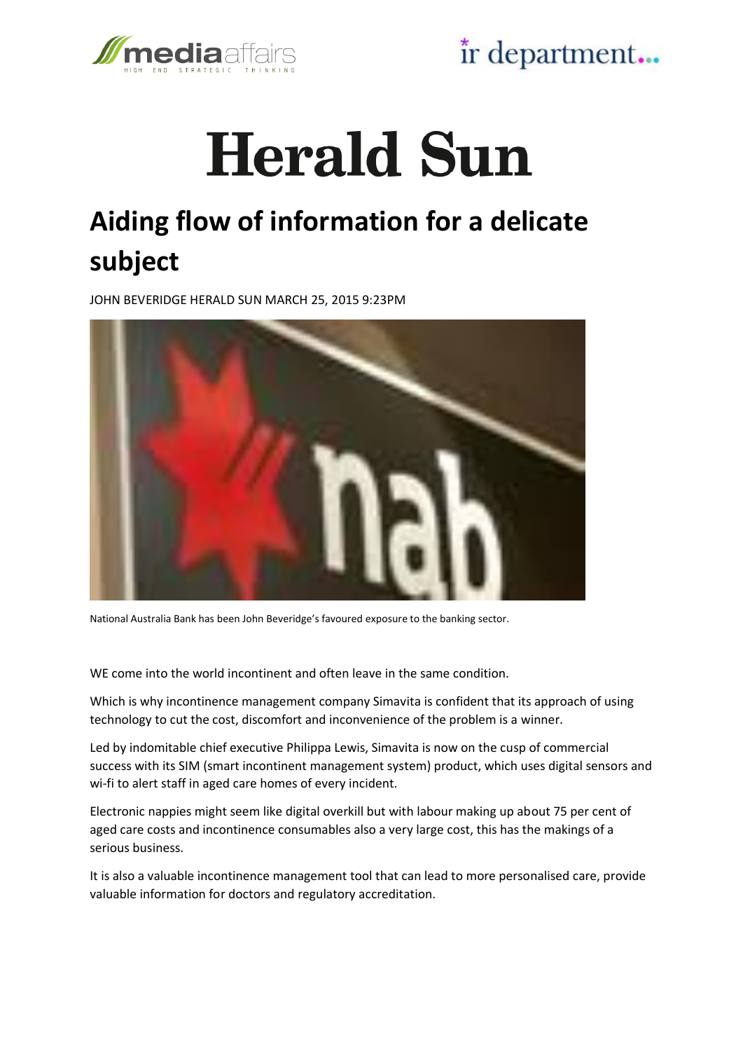# Herald Sun

## Aiding flow of information for a delicate subject

JOHN BEVERIDGE HERALD SUN MARCH 25, 2015 9:23PM

National Australia Bank has been John Beveridge's favoured exposure to the banking sector.

WE come into the world incontinent and often leave in the same condition.

Which is why incontinence management company Simavita is confident that its approach of using technology to cut the cost, discomfort and inconvenience of the problem is a winner.

Led by indomitable chief executive Philippa Lewis, Simavita is now on the cusp of commercial success with its SIM (smart incontinent management system) product, which uses digital sensors and wi-fi to alert staff in aged care homes of every incident.

Electronic nappies might seem like digital overkill but with labour making up about 75 per cent of aged care costs and incontinence consumables also a very large cost, this has the makings of a serious business.

It is also a valuable incontinence management tool that can lead to more personalised care, provide valuable information for doctors and regulatory accreditation.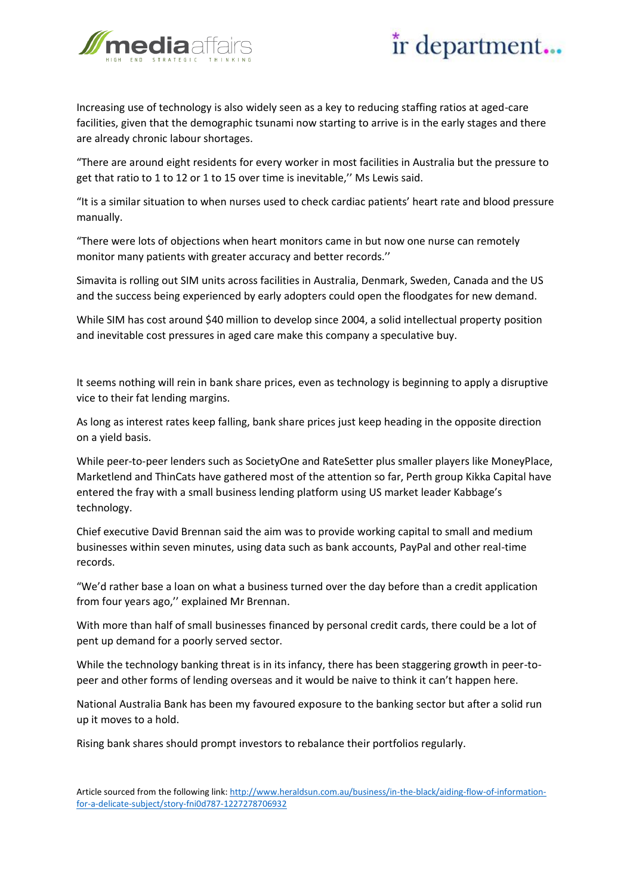Increasing use of technology is also widely seen as a key to reducing staffing ratios at aged-care facilities, given that the demographic tsunami now starting to arrive is in the early stages and there are already chronic labour shortages.

"There are around eight residents for every worker in most facilities in Australia but the pressure to get that ratio to 1 to 12 or 1 to 15 over time is inevitable,'' Ms Lewis said.

"It is a similar situation to when nurses used to check cardiac patients' heart rate and blood pressure manually.

"There were lots of objections when heart monitors came in but now one nurse can remotely monitor many patients with greater accuracy and better records.''

Simavita is rolling out SIM units across facilities in Australia, Denmark, Sweden, Canada and the US and the success being experienced by early adopters could open the floodgates for new demand.

While SIM has cost around $40 million to develop since 2004, a solid intellectual property position and inevitable cost pressures in aged care make this company a speculative buy.

It seems nothing will rein in bank share prices, even as technology is beginning to apply a disruptive vice to their fat lending margins.

As long as interest rates keep falling, bank share prices just keep heading in the opposite direction on a yield basis.

While peer-to-peer lenders such as SocietyOne and RateSetter plus smaller players like MoneyPlace, Marketlend and ThinCats have gathered most of the attention so far, Perth group Kikka Capital have entered the fray with a small business lending platform using US market leader Kabbage's technology.

Chief executive David Brennan said the aim was to provide working capital to small and medium businesses within seven minutes, using data such as bank accounts, PayPal and other real-time records.

"We'd rather base a loan on what a business turned over the day before than a credit application from four years ago,'' explained Mr Brennan.

With more than half of small businesses financed by personal credit cards, there could be a lot of pent up demand for a poorly served sector.

While the technology banking threat is in its infancy, there has been staggering growth in peer-to-peer and other forms of lending overseas and it would be naive to think it can't happen here.

National Australia Bank has been my favoured exposure to the banking sector but after a solid run up it moves to a hold.

Rising bank shares should prompt investors to rebalance their portfolios regularly.

Article sourced from the following link: [http://www.heraldsun.com.au/business/in-the-black/aiding-flow-of-information-for-a-delicate-subject/story-fni0d787-1227278706932](http://www.heraldsun.com.au/business/in-the-black/aiding-flow-of-information-for-a-delicate-subject/story-fni0d787-1227278706932)